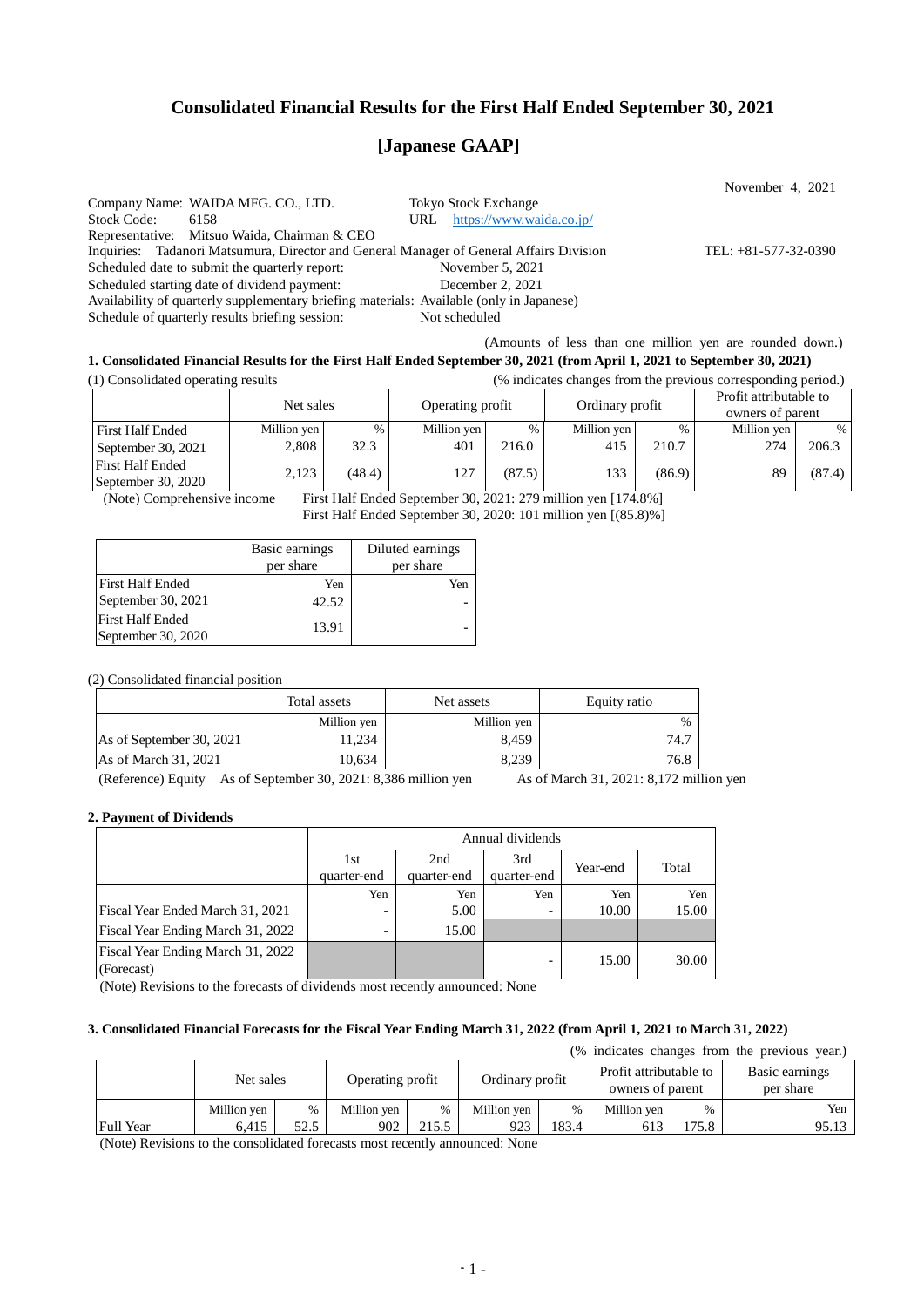# Consolidated Financial Results for the First Half Ended September 30, 2021

## [Japanese GAAP]

November 4, 2021

Company Name: WAIDA MFG. CO., LTD. Tokyo Stock Exchange
Stock Code: 6158 URL https://www.waida.co.jp/
Representative: Mitsuo Waida, Chairman & CEO
Inquiries: Tadanori Matsumura, Director and General Manager of General Affairs Division TEL: +81-577-32-0390
Scheduled date to submit the quarterly report: November 5, 2021
Scheduled starting date of dividend payment: December 2, 2021
Availability of quarterly supplementary briefing materials: Available (only in Japanese)
Schedule of quarterly results briefing session: Not scheduled

(Amounts of less than one million yen are rounded down.)

### 1. Consolidated Financial Results for the First Half Ended September 30, 2021 (from April 1, 2021 to September 30, 2021)

(1) Consolidated operating results (% indicates changes from the previous corresponding period.)

| | Net sales | | Operating profit | | Ordinary profit | | Profit attributable to owners of parent | |
|---|---|---|---|---|---|---|---|---|
| | Million yen | % | Million yen | % | Million yen | % | Million yen | % |
| First Half Ended September 30, 2021 | 2,808 | 32.3 | 401 | 216.0 | 415 | 210.7 | 274 | 206.3 |
| First Half Ended September 30, 2020 | 2,123 | (48.4) | 127 | (87.5) | 133 | (86.9) | 89 | (87.4) |

(Note) Comprehensive income First Half Ended September 30, 2021: 279 million yen [174.8%]
First Half Ended September 30, 2020: 101 million yen [(85.8)%]

| | Basic earnings per share | Diluted earnings per share |
|---|---|---|
| | Yen | Yen |
| First Half Ended September 30, 2021 | 42.52 | - |
| First Half Ended September 30, 2020 | 13.91 | - |

(2) Consolidated financial position

| | Total assets | Net assets | Equity ratio |
|---|---|---|---|
| | Million yen | Million yen | % |
| As of September 30, 2021 | 11,234 | 8,459 | 74.7 |
| As of March 31, 2021 | 10,634 | 8,239 | 76.8 |

(Reference) Equity As of September 30, 2021: 8,386 million yen As of March 31, 2021: 8,172 million yen

### 2. Payment of Dividends

| | Annual dividends | | | | |
|---|---|---|---|---|---|
| | 1st quarter-end | 2nd quarter-end | 3rd quarter-end | Year-end | Total |
| | Yen | Yen | Yen | Yen | Yen |
| Fiscal Year Ended March 31, 2021 | - | 5.00 | - | 10.00 | 15.00 |
| Fiscal Year Ending March 31, 2022 | - | 15.00 | | | |
| Fiscal Year Ending March 31, 2022 (Forecast) | | | - | 15.00 | 30.00 |

(Note) Revisions to the forecasts of dividends most recently announced: None

### 3. Consolidated Financial Forecasts for the Fiscal Year Ending March 31, 2022 (from April 1, 2021 to March 31, 2022)

(% indicates changes from the previous year.)

| | Net sales | | Operating profit | | Ordinary profit | | Profit attributable to owners of parent | | Basic earnings per share |
|---|---|---|---|---|---|---|---|---|---|
| | Million yen | % | Million yen | % | Million yen | % | Million yen | % | Yen |
| Full Year | 6,415 | 52.5 | 902 | 215.5 | 923 | 183.4 | 613 | 175.8 | 95.13 |

(Note) Revisions to the consolidated forecasts most recently announced: None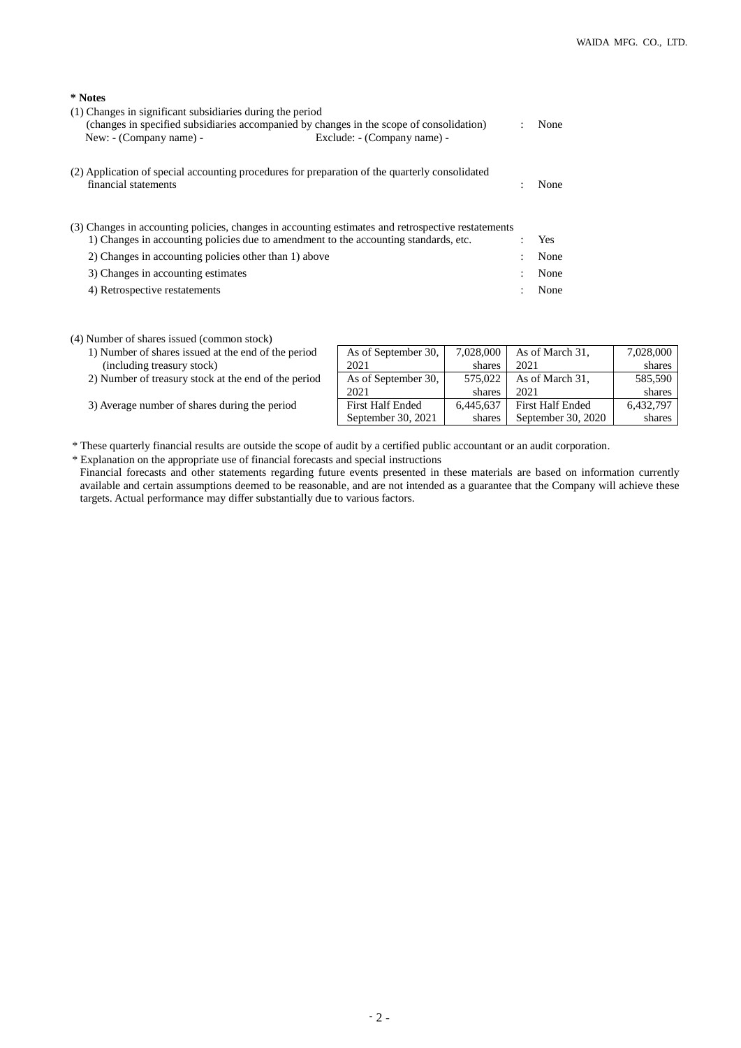**\* Notes**

(1) Changes in significant subsidiaries during the period
(changes in specified subsidiaries accompanied by changes in the scope of consolidation) : None
New: - (Company name) - Exclude: - (Company name) -

(2) Application of special accounting procedures for preparation of the quarterly consolidated financial statements : None

(3) Changes in accounting policies, changes in accounting estimates and retrospective restatements

1) Changes in accounting policies due to amendment to the accounting standards, etc. : Yes
2) Changes in accounting policies other than 1) above : None
3) Changes in accounting estimates : None
4) Retrospective restatements : None

(4) Number of shares issued (common stock)

| | | | | |
|---|---|---|---|---|
| 1) Number of shares issued at the end of the period (including treasury stock) | As of September 30, 2021 | 7,028,000 shares | As of March 31, 2021 | 7,028,000 shares |
| 2) Number of treasury stock at the end of the period | As of September 30, 2021 | 575,022 shares | As of March 31, 2021 | 585,590 shares |
| 3) Average number of shares during the period | First Half Ended September 30, 2021 | 6,445,637 shares | First Half Ended September 30, 2020 | 6,432,797 shares |

\* These quarterly financial results are outside the scope of audit by a certified public accountant or an audit corporation.

\* Explanation on the appropriate use of financial forecasts and special instructions

Financial forecasts and other statements regarding future events presented in these materials are based on information currently available and certain assumptions deemed to be reasonable, and are not intended as a guarantee that the Company will achieve these targets. Actual performance may differ substantially due to various factors.